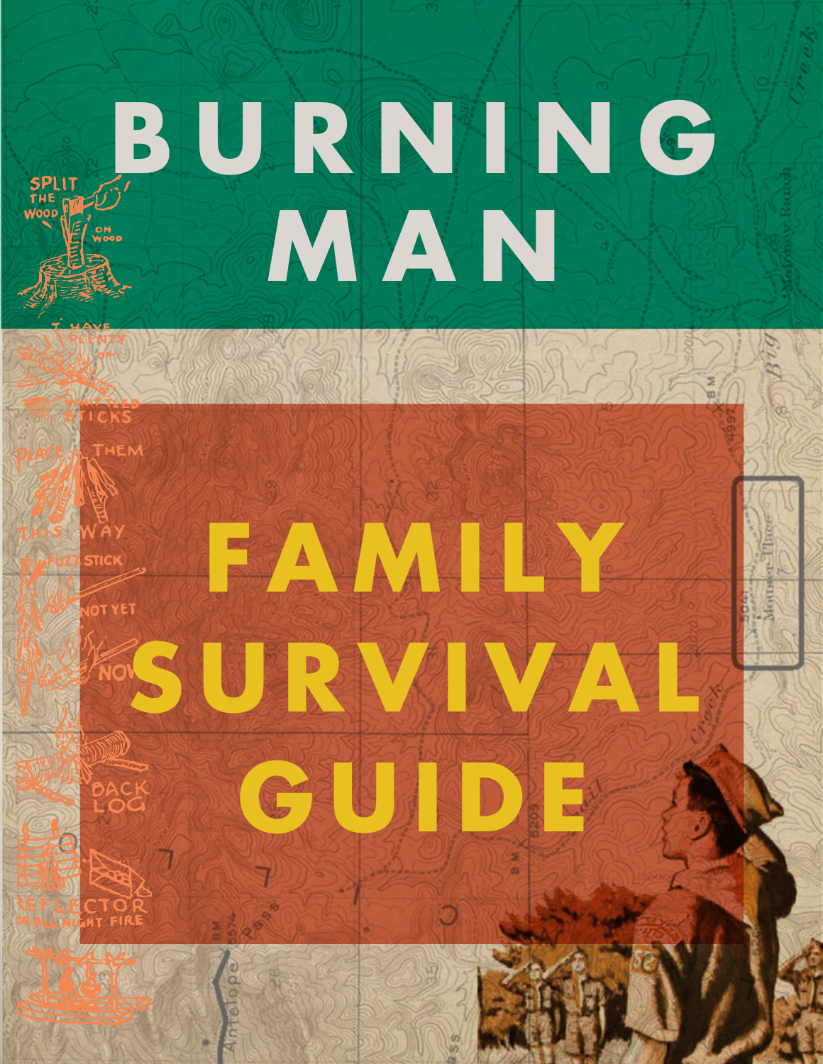# BURNING MAN

# FAMILY SURVIVAL GUIDE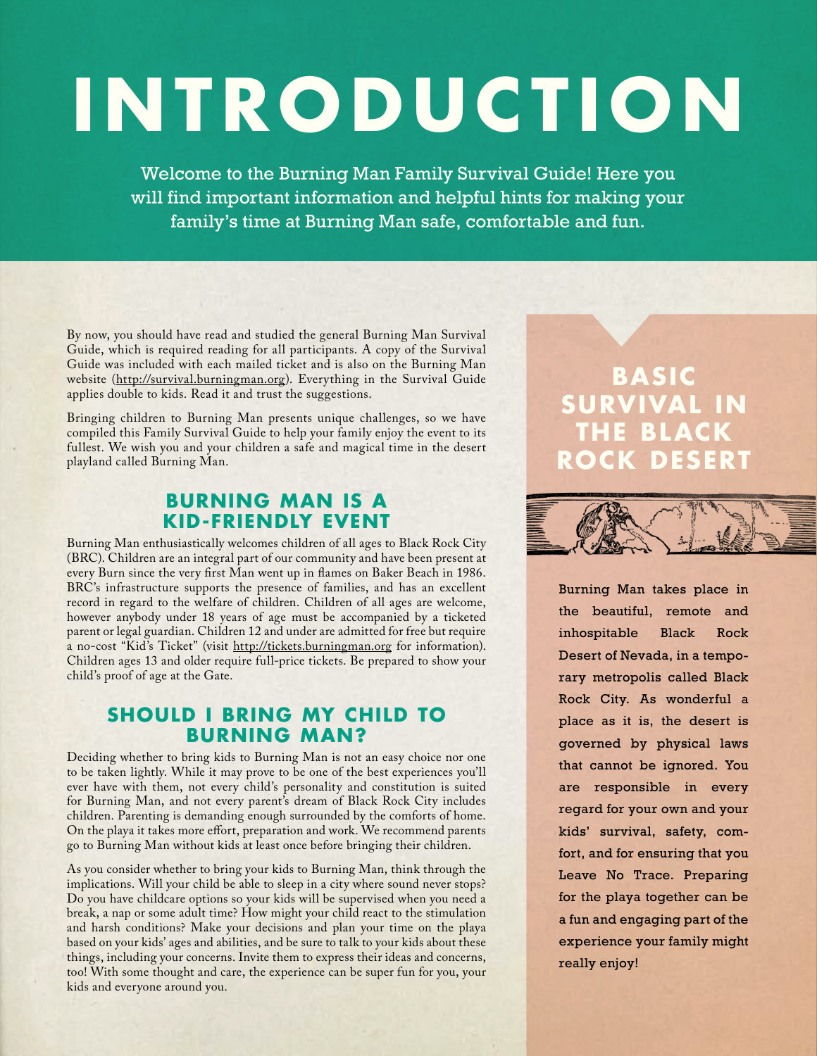# INTRODUCTION

Welcome to the Burning Man Family Survival Guide! Here you will find important information and helpful hints for making your family's time at Burning Man safe, comfortable and fun.

By now, you should have read and studied the general Burning Man Survival Guide, which is required reading for all participants. A copy of the Survival Guide was included with each mailed ticket and is also on the Burning Man website (http://survival.burningman.org). Everything in the Survival Guide applies double to kids. Read it and trust the suggestions.

Bringing children to Burning Man presents unique challenges, so we have compiled this Family Survival Guide to help your family enjoy the event to its fullest. We wish you and your children a safe and magical time in the desert playland called Burning Man.

## BURNING MAN IS A KID-FRIENDLY EVENT

Burning Man enthusiastically welcomes children of all ages to Black Rock City (BRC). Children are an integral part of our community and have been present at every Burn since the very first Man went up in flames on Baker Beach in 1986. BRC's infrastructure supports the presence of families, and has an excellent record in regard to the welfare of children. Children of all ages are welcome, however anybody under 18 years of age must be accompanied by a ticketed parent or legal guardian. Children 12 and under are admitted for free but require a no-cost "Kid's Ticket" (visit http://tickets.burningman.org for information). Children ages 13 and older require full-price tickets. Be prepared to show your child's proof of age at the Gate.

## SHOULD I BRING MY CHILD TO BURNING MAN?

Deciding whether to bring kids to Burning Man is not an easy choice nor one to be taken lightly. While it may prove to be one of the best experiences you'll ever have with them, not every child's personality and constitution is suited for Burning Man, and not every parent's dream of Black Rock City includes children. Parenting is demanding enough surrounded by the comforts of home. On the playa it takes more effort, preparation and work. We recommend parents go to Burning Man without kids at least once before bringing their children.

As you consider whether to bring your kids to Burning Man, think through the implications. Will your child be able to sleep in a city where sound never stops? Do you have childcare options so your kids will be supervised when you need a break, a nap or some adult time? How might your child react to the stimulation and harsh conditions? Make your decisions and plan your time on the playa based on your kids' ages and abilities, and be sure to talk to your kids about these things, including your concerns. Invite them to express their ideas and concerns, too! With some thought and care, the experience can be super fun for you, your kids and everyone around you.

## BASIC SURVIVAL IN THE BLACK ROCK DESERT

Burning Man takes place in the beautiful, remote and inhospitable Black Rock Desert of Nevada, in a temporary metropolis called Black Rock City. As wonderful a place as it is, the desert is governed by physical laws that cannot be ignored. You are responsible in every regard for your own and your kids' survival, safety, comfort, and for ensuring that you Leave No Trace. Preparing for the playa together can be a fun and engaging part of the experience your family might really enjoy!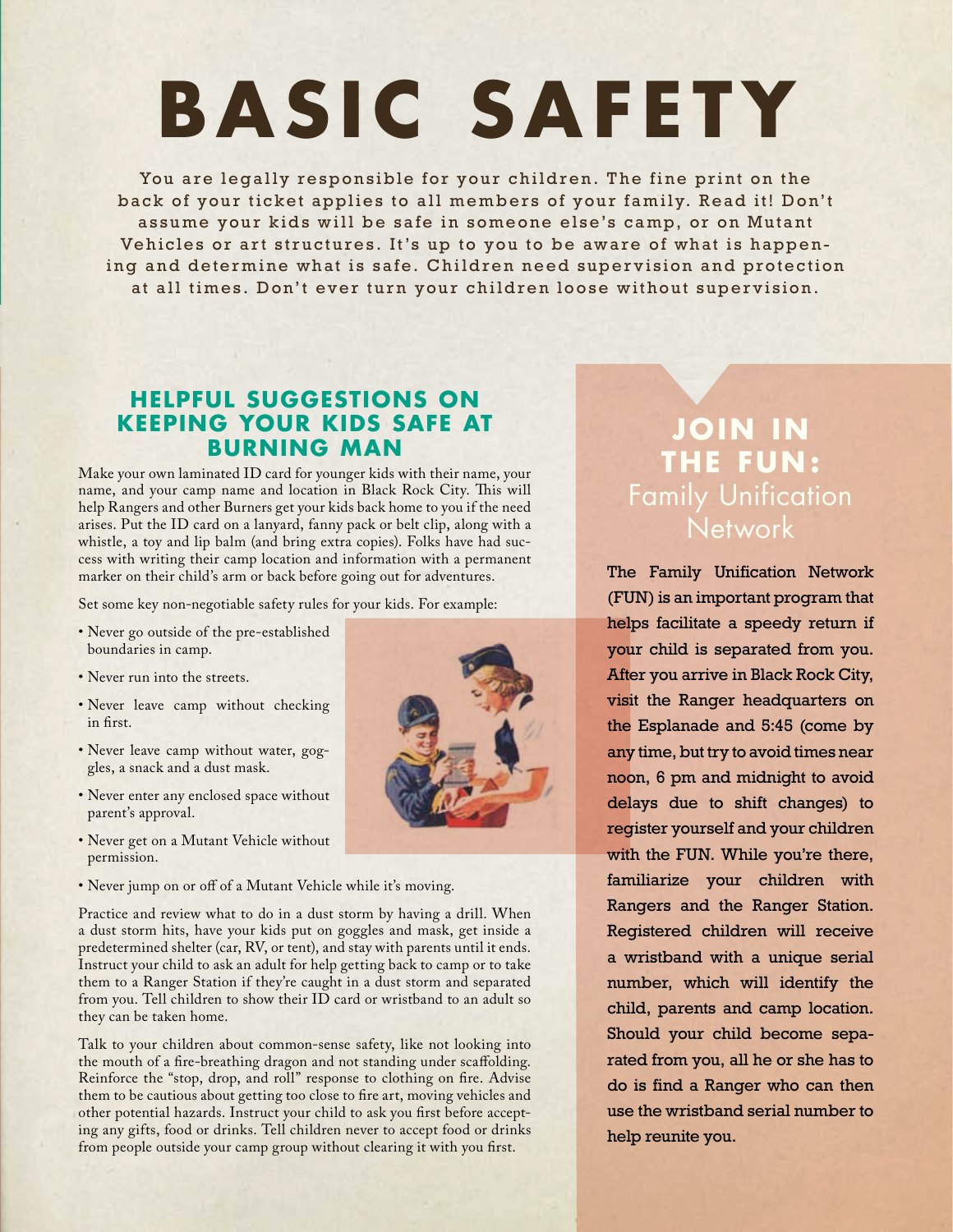# BASIC SAFETY

You are legally responsible for your children. The fine print on the back of your ticket applies to all members of your family. Read it! Don't assume your kids will be safe in someone else's camp, or on Mutant Vehicles or art structures. It's up to you to be aware of what is happening and determine what is safe. Children need supervision and protection at all times. Don't ever turn your children loose without supervision.

## HELPFUL SUGGESTIONS ON KEEPING YOUR KIDS SAFE AT BURNING MAN

Make your own laminated ID card for younger kids with their name, your name, and your camp name and location in Black Rock City. This will help Rangers and other Burners get your kids back home to you if the need arises. Put the ID card on a lanyard, fanny pack or belt clip, along with a whistle, a toy and lip balm (and bring extra copies). Folks have had success with writing their camp location and information with a permanent marker on their child's arm or back before going out for adventures.

Set some key non-negotiable safety rules for your kids. For example:

- Never go outside of the pre-established boundaries in camp.
- Never run into the streets.
- Never leave camp without checking in first.
- Never leave camp without water, goggles, a snack and a dust mask.
- Never enter any enclosed space without parent's approval.
- Never get on a Mutant Vehicle without permission.
- Never jump on or off of a Mutant Vehicle while it's moving.

Practice and review what to do in a dust storm by having a drill. When a dust storm hits, have your kids put on goggles and mask, get inside a predetermined shelter (car, RV, or tent), and stay with parents until it ends. Instruct your child to ask an adult for help getting back to camp or to take them to a Ranger Station if they're caught in a dust storm and separated from you. Tell children to show their ID card or wristband to an adult so they can be taken home.

Talk to your children about common-sense safety, like not looking into the mouth of a fire-breathing dragon and not standing under scaffolding. Reinforce the "stop, drop, and roll" response to clothing on fire. Advise them to be cautious about getting too close to fire art, moving vehicles and other potential hazards. Instruct your child to ask you first before accepting any gifts, food or drinks. Tell children never to accept food or drinks from people outside your camp group without clearing it with you first.

## JOIN IN THE FUN: Family Unification Network

The Family Unification Network (FUN) is an important program that helps facilitate a speedy return if your child is separated from you. After you arrive in Black Rock City, visit the Ranger headquarters on the Esplanade and 5:45 (come by any time, but try to avoid times near noon, 6 pm and midnight to avoid delays due to shift changes) to register yourself and your children with the FUN. While you're there, familiarize your children with Rangers and the Ranger Station. Registered children will receive a wristband with a unique serial number, which will identify the child, parents and camp location. Should your child become separated from you, all he or she has to do is find a Ranger who can then use the wristband serial number to help reunite you.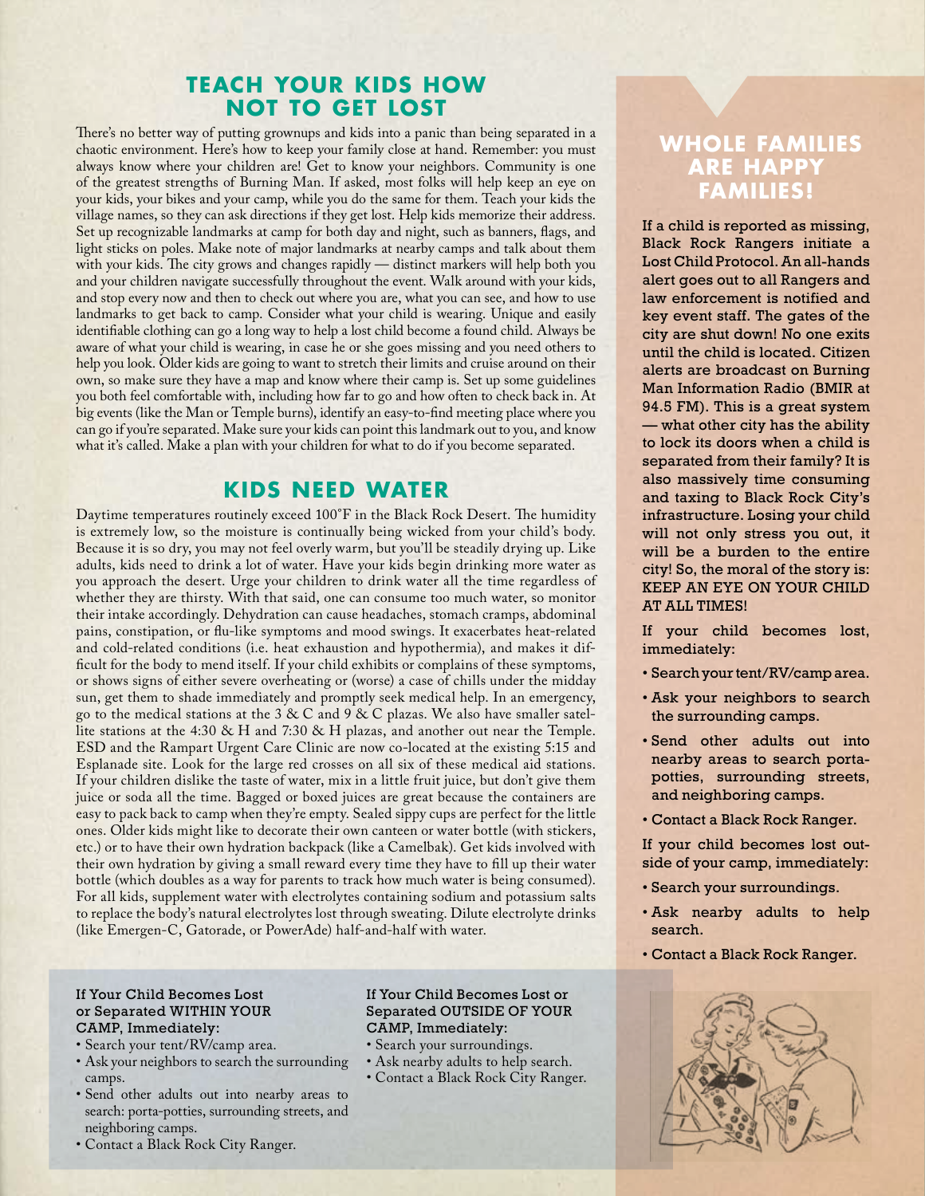## TEACH YOUR KIDS HOW NOT TO GET LOST

There's no better way of putting grownups and kids into a panic than being separated in a chaotic environment. Here's how to keep your family close at hand. Remember: you must always know where your children are! Get to know your neighbors. Community is one of the greatest strengths of Burning Man. If asked, most folks will help keep an eye on your kids, your bikes and your camp, while you do the same for them. Teach your kids the village names, so they can ask directions if they get lost. Help kids memorize their address. Set up recognizable landmarks at camp for both day and night, such as banners, flags, and light sticks on poles. Make note of major landmarks at nearby camps and talk about them with your kids. The city grows and changes rapidly — distinct markers will help both you and your children navigate successfully throughout the event. Walk around with your kids, and stop every now and then to check out where you are, what you can see, and how to use landmarks to get back to camp. Consider what your child is wearing. Unique and easily identifiable clothing can go a long way to help a lost child become a found child. Always be aware of what your child is wearing, in case he or she goes missing and you need others to help you look. Older kids are going to want to stretch their limits and cruise around on their own, so make sure they have a map and know where their camp is. Set up some guidelines you both feel comfortable with, including how far to go and how often to check back in. At big events (like the Man or Temple burns), identify an easy-to-find meeting place where you can go if you're separated. Make sure your kids can point this landmark out to you, and know what it's called. Make a plan with your children for what to do if you become separated.

## KIDS NEED WATER

Daytime temperatures routinely exceed 100°F in the Black Rock Desert. The humidity is extremely low, so the moisture is continually being wicked from your child's body. Because it is so dry, you may not feel overly warm, but you'll be steadily drying up. Like adults, kids need to drink a lot of water. Have your kids begin drinking more water as you approach the desert. Urge your children to drink water all the time regardless of whether they are thirsty. With that said, one can consume too much water, so monitor their intake accordingly. Dehydration can cause headaches, stomach cramps, abdominal pains, constipation, or flu-like symptoms and mood swings. It exacerbates heat-related and cold-related conditions (i.e. heat exhaustion and hypothermia), and makes it difficult for the body to mend itself. If your child exhibits or complains of these symptoms, or shows signs of either severe overheating or (worse) a case of chills under the midday sun, get them to shade immediately and promptly seek medical help. In an emergency, go to the medical stations at the 3 & C and 9 & C plazas. We also have smaller satellite stations at the 4:30 & H and 7:30 & H plazas, and another out near the Temple. ESD and the Rampart Urgent Care Clinic are now co-located at the existing 5:15 and Esplanade site. Look for the large red crosses on all six of these medical aid stations. If your children dislike the taste of water, mix in a little fruit juice, but don't give them juice or soda all the time. Bagged or boxed juices are great because the containers are easy to pack back to camp when they're empty. Sealed sippy cups are perfect for the little ones. Older kids might like to decorate their own canteen or water bottle (with stickers, etc.) or to have their own hydration backpack (like a Camelbak). Get kids involved with their own hydration by giving a small reward every time they have to fill up their water bottle (which doubles as a way for parents to track how much water is being consumed). For all kids, supplement water with electrolytes containing sodium and potassium salts to replace the body's natural electrolytes lost through sweating. Dilute electrolyte drinks (like Emergen-C, Gatorade, or PowerAde) half-and-half with water.

**If Your Child Becomes Lost or Separated WITHIN YOUR CAMP, Immediately:**

- Search your tent/RV/camp area.
- Ask your neighbors to search the surrounding camps.
- Send other adults out into nearby areas to search: porta-potties, surrounding streets, and neighboring camps.
- Contact a Black Rock City Ranger.

**If Your Child Becomes Lost or Separated OUTSIDE OF YOUR CAMP, Immediately:**

- Search your surroundings.
- Ask nearby adults to help search.
- Contact a Black Rock City Ranger.

## WHOLE FAMILIES ARE HAPPY FAMILIES!

If a child is reported as missing, Black Rock Rangers initiate a Lost Child Protocol. An all-hands alert goes out to all Rangers and law enforcement is notified and key event staff. The gates of the city are shut down! No one exits until the child is located. Citizen alerts are broadcast on Burning Man Information Radio (BMIR at 94.5 FM). This is a great system — what other city has the ability to lock its doors when a child is separated from their family? It is also massively time consuming and taxing to Black Rock City's infrastructure. Losing your child will not only stress you out, it will be a burden to the entire city! So, the moral of the story is: KEEP AN EYE ON YOUR CHILD AT ALL TIMES!

If your child becomes lost, immediately:

- Search your tent/RV/camp area.
- Ask your neighbors to search the surrounding camps.
- Send other adults out into nearby areas to search porta-potties, surrounding streets, and neighboring camps.
- Contact a Black Rock Ranger.

If your child becomes lost outside of your camp, immediately:

- Search your surroundings.
- Ask nearby adults to help search.
- Contact a Black Rock Ranger.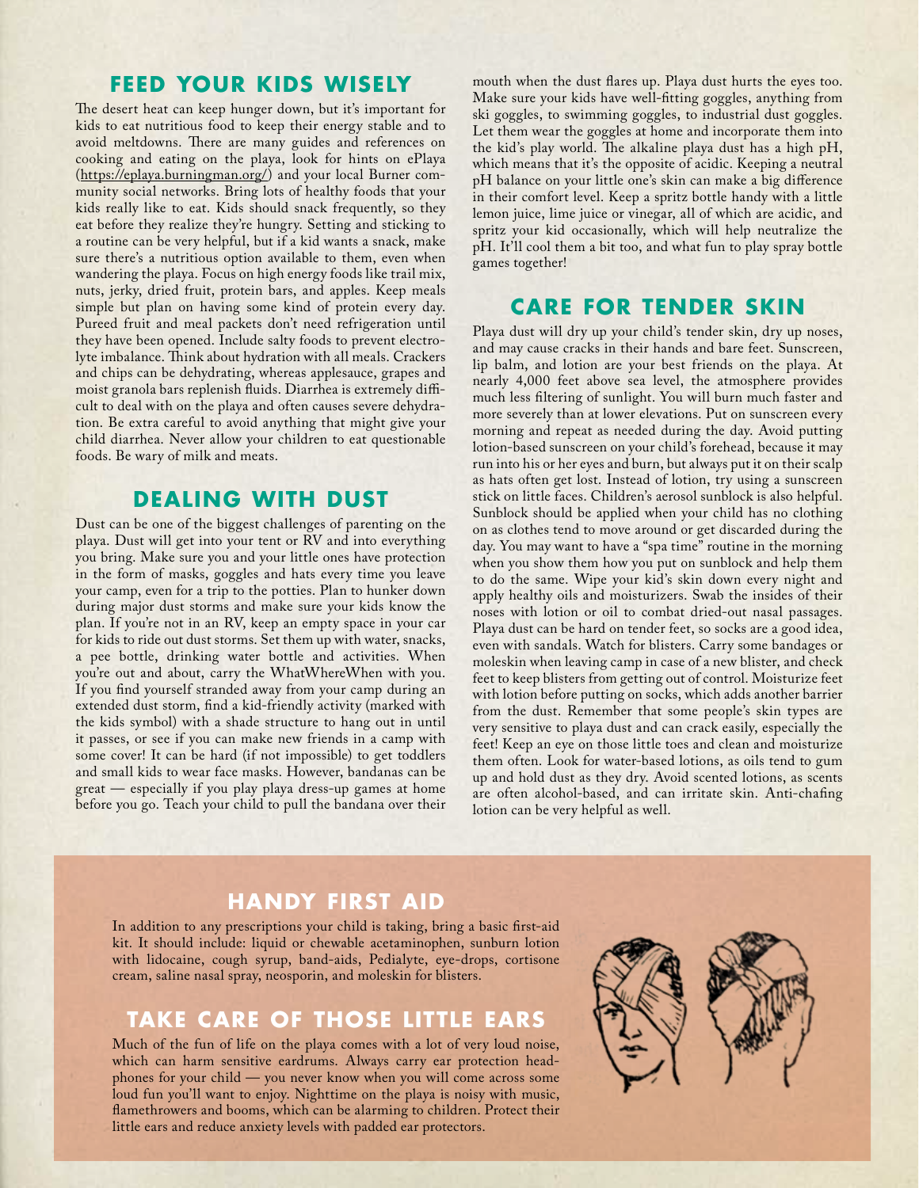## FEED YOUR KIDS WISELY

The desert heat can keep hunger down, but it's important for kids to eat nutritious food to keep their energy stable and to avoid meltdowns. There are many guides and references on cooking and eating on the playa, look for hints on ePlaya (https://eplaya.burningman.org/) and your local Burner community social networks. Bring lots of healthy foods that your kids really like to eat. Kids should snack frequently, so they eat before they realize they're hungry. Setting and sticking to a routine can be very helpful, but if a kid wants a snack, make sure there's a nutritious option available to them, even when wandering the playa. Focus on high energy foods like trail mix, nuts, jerky, dried fruit, protein bars, and apples. Keep meals simple but plan on having some kind of protein every day. Pureed fruit and meal packets don't need refrigeration until they have been opened. Include salty foods to prevent electrolyte imbalance. Think about hydration with all meals. Crackers and chips can be dehydrating, whereas applesauce, grapes and moist granola bars replenish fluids. Diarrhea is extremely difficult to deal with on the playa and often causes severe dehydration. Be extra careful to avoid anything that might give your child diarrhea. Never allow your children to eat questionable foods. Be wary of milk and meats.

## DEALING WITH DUST

Dust can be one of the biggest challenges of parenting on the playa. Dust will get into your tent or RV and into everything you bring. Make sure you and your little ones have protection in the form of masks, goggles and hats every time you leave your camp, even for a trip to the potties. Plan to hunker down during major dust storms and make sure your kids know the plan. If you're not in an RV, keep an empty space in your car for kids to ride out dust storms. Set them up with water, snacks, a pee bottle, drinking water bottle and activities. When you're out and about, carry the WhatWhereWhen with you. If you find yourself stranded away from your camp during an extended dust storm, find a kid-friendly activity (marked with the kids symbol) with a shade structure to hang out in until it passes, or see if you can make new friends in a camp with some cover! It can be hard (if not impossible) to get toddlers and small kids to wear face masks. However, bandanas can be great — especially if you play playa dress-up games at home before you go. Teach your child to pull the bandana over their mouth when the dust flares up. Playa dust hurts the eyes too. Make sure your kids have well-fitting goggles, anything from ski goggles, to swimming goggles, to industrial dust goggles. Let them wear the goggles at home and incorporate them into the kid's play world. The alkaline playa dust has a high pH, which means that it's the opposite of acidic. Keeping a neutral pH balance on your little one's skin can make a big difference in their comfort level. Keep a spritz bottle handy with a little lemon juice, lime juice or vinegar, all of which are acidic, and spritz your kid occasionally, which will help neutralize the pH. It'll cool them a bit too, and what fun to play spray bottle games together!

## CARE FOR TENDER SKIN

Playa dust will dry up your child's tender skin, dry up noses, and may cause cracks in their hands and bare feet. Sunscreen, lip balm, and lotion are your best friends on the playa. At nearly 4,000 feet above sea level, the atmosphere provides much less filtering of sunlight. You will burn much faster and more severely than at lower elevations. Put on sunscreen every morning and repeat as needed during the day. Avoid putting lotion-based sunscreen on your child's forehead, because it may run into his or her eyes and burn, but always put it on their scalp as hats often get lost. Instead of lotion, try using a sunscreen stick on little faces. Children's aerosol sunblock is also helpful. Sunblock should be applied when your child has no clothing on as clothes tend to move around or get discarded during the day. You may want to have a "spa time" routine in the morning when you show them how you put on sunblock and help them to do the same. Wipe your kid's skin down every night and apply healthy oils and moisturizers. Swab the insides of their noses with lotion or oil to combat dried-out nasal passages. Playa dust can be hard on tender feet, so socks are a good idea, even with sandals. Watch for blisters. Carry some bandages or moleskin when leaving camp in case of a new blister, and check feet to keep blisters from getting out of control. Moisturize feet with lotion before putting on socks, which adds another barrier from the dust. Remember that some people's skin types are very sensitive to playa dust and can crack easily, especially the feet! Keep an eye on those little toes and clean and moisturize them often. Look for water-based lotions, as oils tend to gum up and hold dust as they dry. Avoid scented lotions, as scents are often alcohol-based, and can irritate skin. Anti-chafing lotion can be very helpful as well.

## HANDY FIRST AID

In addition to any prescriptions your child is taking, bring a basic first-aid kit. It should include: liquid or chewable acetaminophen, sunburn lotion with lidocaine, cough syrup, band-aids, Pedialyte, eye-drops, cortisone cream, saline nasal spray, neosporin, and moleskin for blisters.

## TAKE CARE OF THOSE LITTLE EARS

Much of the fun of life on the playa comes with a lot of very loud noise, which can harm sensitive eardrums. Always carry ear protection headphones for your child — you never know when you will come across some loud fun you'll want to enjoy. Nighttime on the playa is noisy with music, flamethrowers and booms, which can be alarming to children. Protect their little ears and reduce anxiety levels with padded ear protectors.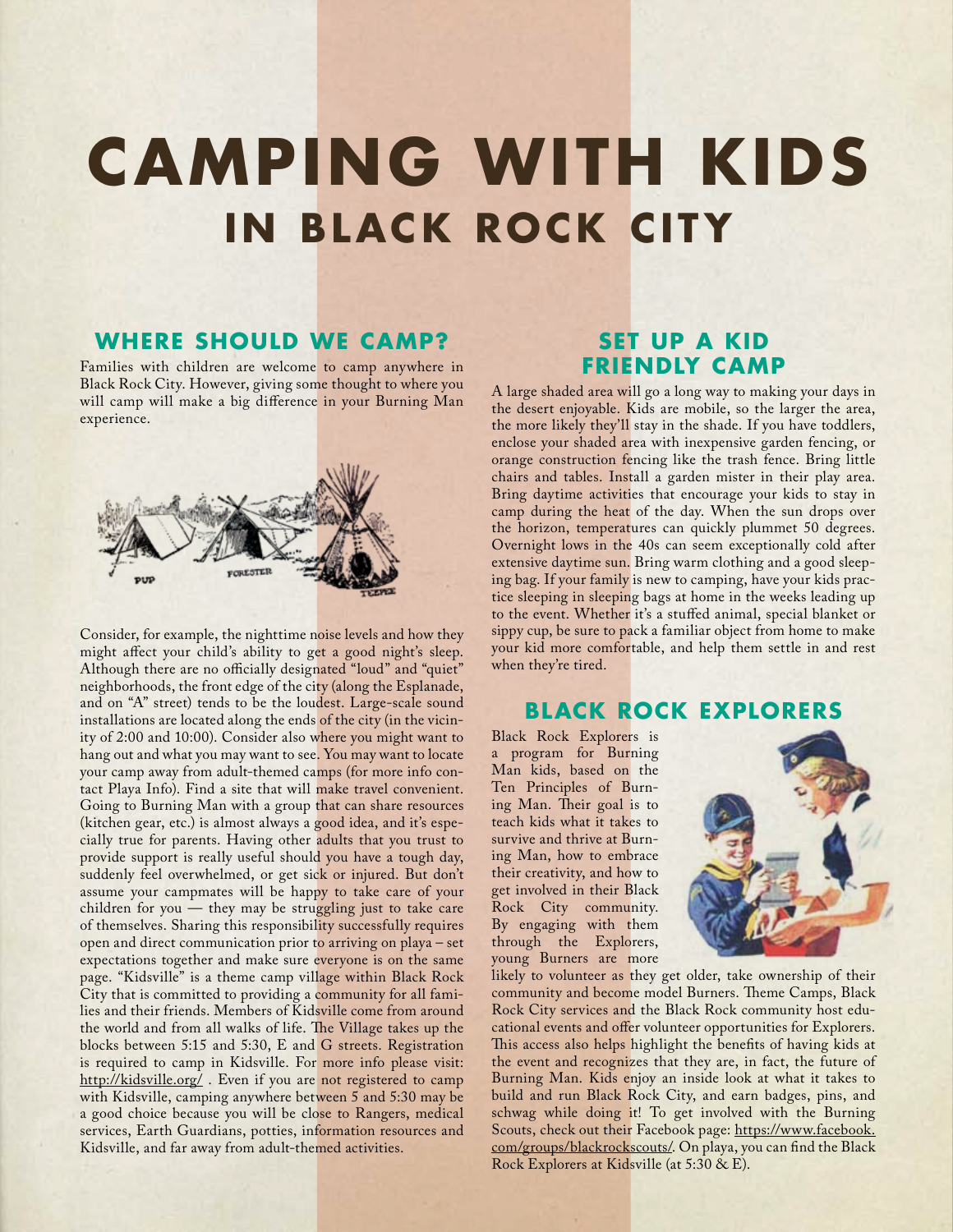# CAMPING WITH KIDS
## IN BLACK ROCK CITY

### WHERE SHOULD WE CAMP?

Families with children are welcome to camp anywhere in Black Rock City. However, giving some thought to where you will camp will make a big difference in your Burning Man experience.

Consider, for example, the nighttime noise levels and how they might affect your child's ability to get a good night's sleep. Although there are no officially designated "loud" and "quiet" neighborhoods, the front edge of the city (along the Esplanade, and on "A" street) tends to be the loudest. Large-scale sound installations are located along the ends of the city (in the vicinity of 2:00 and 10:00). Consider also where you might want to hang out and what you may want to see. You may want to locate your camp away from adult-themed camps (for more info contact Playa Info). Find a site that will make travel convenient. Going to Burning Man with a group that can share resources (kitchen gear, etc.) is almost always a good idea, and it's especially true for parents. Having other adults that you trust to provide support is really useful should you have a tough day, suddenly feel overwhelmed, or get sick or injured. But don't assume your campmates will be happy to take care of your children for you — they may be struggling just to take care of themselves. Sharing this responsibility successfully requires open and direct communication prior to arriving on playa – set expectations together and make sure everyone is on the same page. "Kidsville" is a theme camp village within Black Rock City that is committed to providing a community for all families and their friends. Members of Kidsville come from around the world and from all walks of life. The Village takes up the blocks between 5:15 and 5:30, E and G streets. Registration is required to camp in Kidsville. For more info please visit: http://kidsville.org/ . Even if you are not registered to camp with Kidsville, camping anywhere between 5 and 5:30 may be a good choice because you will be close to Rangers, medical services, Earth Guardians, potties, information resources and Kidsville, and far away from adult-themed activities.

### SET UP A KID FRIENDLY CAMP

A large shaded area will go a long way to making your days in the desert enjoyable. Kids are mobile, so the larger the area, the more likely they'll stay in the shade. If you have toddlers, enclose your shaded area with inexpensive garden fencing, or orange construction fencing like the trash fence. Bring little chairs and tables. Install a garden mister in their play area. Bring daytime activities that encourage your kids to stay in camp during the heat of the day. When the sun drops over the horizon, temperatures can quickly plummet 50 degrees. Overnight lows in the 40s can seem exceptionally cold after extensive daytime sun. Bring warm clothing and a good sleeping bag. If your family is new to camping, have your kids practice sleeping in sleeping bags at home in the weeks leading up to the event. Whether it's a stuffed animal, special blanket or sippy cup, be sure to pack a familiar object from home to make your kid more comfortable, and help them settle in and rest when they're tired.

### BLACK ROCK EXPLORERS

Black Rock Explorers is a program for Burning Man kids, based on the Ten Principles of Burning Man. Their goal is to teach kids what it takes to survive and thrive at Burning Man, how to embrace their creativity, and how to get involved in their Black Rock City community. By engaging with them through the Explorers, young Burners are more likely to volunteer as they get older, take ownership of their community and become model Burners. Theme Camps, Black Rock City services and the Black Rock community host educational events and offer volunteer opportunities for Explorers. This access also helps highlight the benefits of having kids at the event and recognizes that they are, in fact, the future of Burning Man. Kids enjoy an inside look at what it takes to build and run Black Rock City, and earn badges, pins, and schwag while doing it! To get involved with the Burning Scouts, check out their Facebook page: https://www.facebook.com/groups/blackrockscouts/. On playa, you can find the Black Rock Explorers at Kidsville (at 5:30 & E).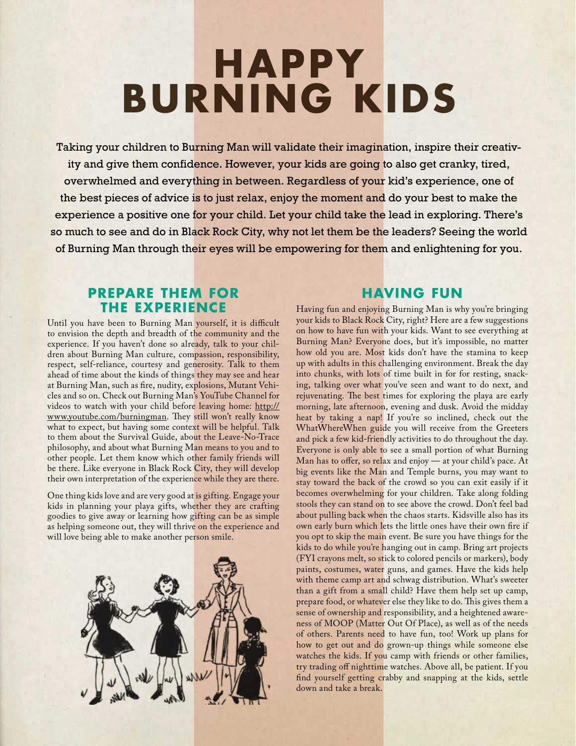# HAPPY BURNING KIDS

**Taking your children to Burning Man will validate their imagination, inspire their creativity and give them confidence. However, your kids are going to also get cranky, tired, overwhelmed and everything in between. Regardless of your kid's experience, one of the best pieces of advice is to just relax, enjoy the moment and do your best to make the experience a positive one for your child. Let your child take the lead in exploring. There's so much to see and do in Black Rock City, why not let them be the leaders? Seeing the world of Burning Man through their eyes will be empowering for them and enlightening for you.**

## PREPARE THEM FOR THE EXPERIENCE

Until you have been to Burning Man yourself, it is difficult to envision the depth and breadth of the community and the experience. If you haven't done so already, talk to your children about Burning Man culture, compassion, responsibility, respect, self-reliance, courtesy and generosity. Talk to them ahead of time about the kinds of things they may see and hear at Burning Man, such as fire, nudity, explosions, Mutant Vehicles and so on. Check out Burning Man's YouTube Channel for videos to watch with your child before leaving home: http://www.youtube.com/burningman. They still won't really know what to expect, but having some context will be helpful. Talk to them about the Survival Guide, about the Leave-No-Trace philosophy, and about what Burning Man means to you and to other people. Let them know which other family friends will be there. Like everyone in Black Rock City, they will develop their own interpretation of the experience while they are there.

One thing kids love and are very good at is gifting. Engage your kids in planning your playa gifts, whether they are crafting goodies to give away or learning how gifting can be as simple as helping someone out, they will thrive on the experience and will love being able to make another person smile.

## HAVING FUN

Having fun and enjoying Burning Man is why you're bringing your kids to Black Rock City, right? Here are a few suggestions on how to have fun with your kids. Want to see everything at Burning Man? Everyone does, but it's impossible, no matter how old you are. Most kids don't have the stamina to keep up with adults in this challenging environment. Break the day into chunks, with lots of time built in for for resting, snacking, talking over what you've seen and want to do next, and rejuvenating. The best times for exploring the playa are early morning, late afternoon, evening and dusk. Avoid the midday heat by taking a nap! If you're so inclined, check out the WhatWhereWhen guide you will receive from the Greeters and pick a few kid-friendly activities to do throughout the day. Everyone is only able to see a small portion of what Burning Man has to offer, so relax and enjoy — at your child's pace. At big events like the Man and Temple burns, you may want to stay toward the back of the crowd so you can exit easily if it becomes overwhelming for your children. Take along folding stools they can stand on to see above the crowd. Don't feel bad about pulling back when the chaos starts. Kidsville also has its own early burn which lets the little ones have their own fire if you opt to skip the main event. Be sure you have things for the kids to do while you're hanging out in camp. Bring art projects (FYI crayons melt, so stick to colored pencils or markers), body paints, costumes, water guns, and games. Have the kids help with theme camp art and schwag distribution. What's sweeter than a gift from a small child? Have them help set up camp, prepare food, or whatever else they like to do. This gives them a sense of ownership and responsibility, and a heightened awareness of MOOP (Matter Out Of Place), as well as of the needs of others. Parents need to have fun, too! Work up plans for how to get out and do grown-up things while someone else watches the kids. If you camp with friends or other families, try trading off nighttime watches. Above all, be patient. If you find yourself getting crabby and snapping at the kids, settle down and take a break.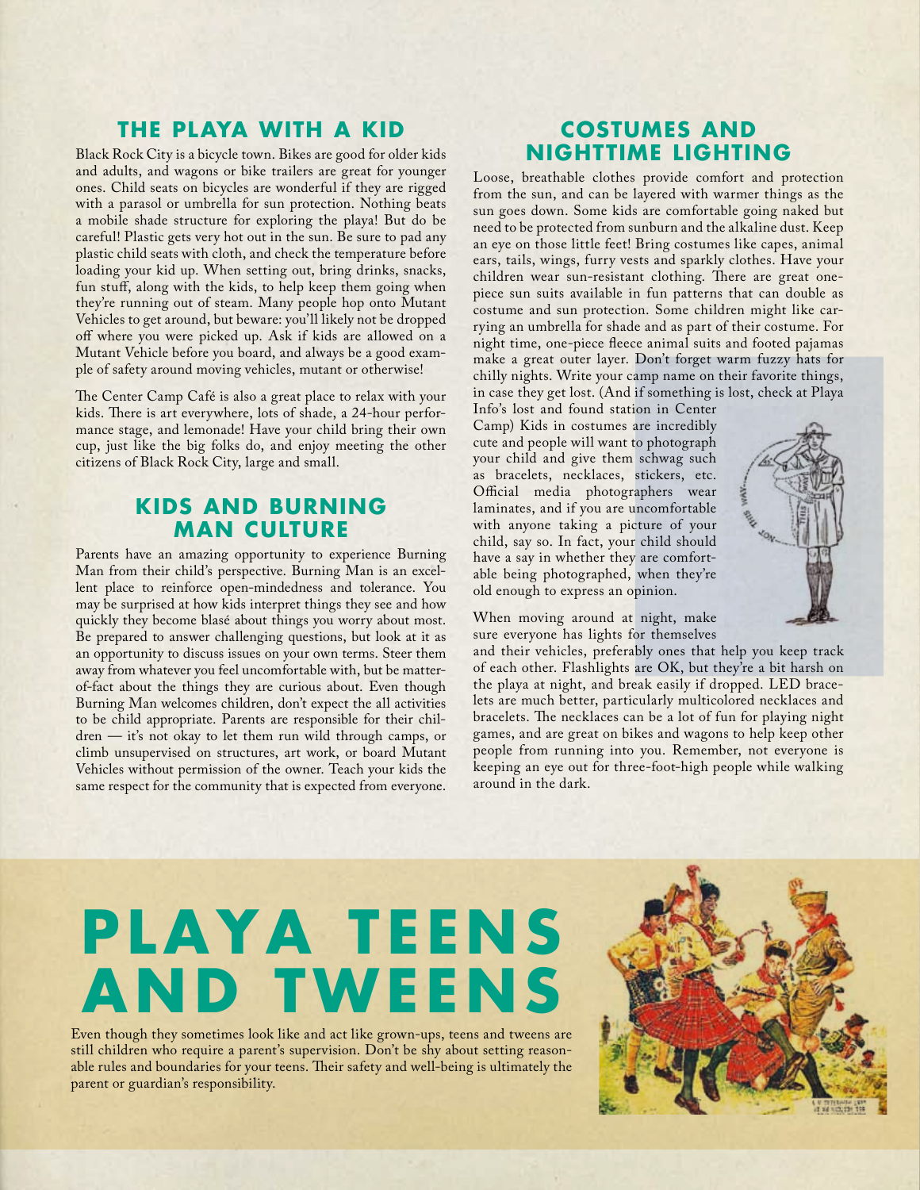## THE PLAYA WITH A KID

Black Rock City is a bicycle town. Bikes are good for older kids and adults, and wagons or bike trailers are great for younger ones. Child seats on bicycles are wonderful if they are rigged with a parasol or umbrella for sun protection. Nothing beats a mobile shade structure for exploring the playa! But do be careful! Plastic gets very hot out in the sun. Be sure to pad any plastic child seats with cloth, and check the temperature before loading your kid up. When setting out, bring drinks, snacks, fun stuff, along with the kids, to help keep them going when they're running out of steam. Many people hop onto Mutant Vehicles to get around, but beware: you'll likely not be dropped off where you were picked up. Ask if kids are allowed on a Mutant Vehicle before you board, and always be a good example of safety around moving vehicles, mutant or otherwise!

The Center Camp Café is also a great place to relax with your kids. There is art everywhere, lots of shade, a 24-hour performance stage, and lemonade! Have your child bring their own cup, just like the big folks do, and enjoy meeting the other citizens of Black Rock City, large and small.

## KIDS AND BURNING MAN CULTURE

Parents have an amazing opportunity to experience Burning Man from their child's perspective. Burning Man is an excellent place to reinforce open-mindedness and tolerance. You may be surprised at how kids interpret things they see and how quickly they become blasé about things you worry about most. Be prepared to answer challenging questions, but look at it as an opportunity to discuss issues on your own terms. Steer them away from whatever you feel uncomfortable with, but be matter-of-fact about the things they are curious about. Even though Burning Man welcomes children, don't expect the all activities to be child appropriate. Parents are responsible for their children — it's not okay to let them run wild through camps, or climb unsupervised on structures, art work, or board Mutant Vehicles without permission of the owner. Teach your kids the same respect for the community that is expected from everyone.

## COSTUMES AND NIGHTTIME LIGHTING

Loose, breathable clothes provide comfort and protection from the sun, and can be layered with warmer things as the sun goes down. Some kids are comfortable going naked but need to be protected from sunburn and the alkaline dust. Keep an eye on those little feet! Bring costumes like capes, animal ears, tails, wings, furry vests and sparkly clothes. Have your children wear sun-resistant clothing. There are great one-piece sun suits available in fun patterns that can double as costume and sun protection. Some children might like carrying an umbrella for shade and as part of their costume. For night time, one-piece fleece animal suits and footed pajamas make a great outer layer. Don't forget warm fuzzy hats for chilly nights. Write your camp name on their favorite things, in case they get lost. (And if something is lost, check at Playa Info's lost and found station in Center Camp) Kids in costumes are incredibly cute and people will want to photograph your child and give them schwag such as bracelets, necklaces, stickers, etc. Official media photographers wear laminates, and if you are uncomfortable with anyone taking a picture of your child, say so. In fact, your child should have a say in whether they are comfortable being photographed, when they're old enough to express an opinion.

When moving around at night, make sure everyone has lights for themselves and their vehicles, preferably ones that help you keep track of each other. Flashlights are OK, but they're a bit harsh on the playa at night, and break easily if dropped. LED bracelets are much better, particularly multicolored necklaces and bracelets. The necklaces can be a lot of fun for playing night games, and are great on bikes and wagons to help keep other people from running into you. Remember, not everyone is keeping an eye out for three-foot-high people while walking around in the dark.

# PLAYA TEENS AND TWEENS

Even though they sometimes look like and act like grown-ups, teens and tweens are still children who require a parent's supervision. Don't be shy about setting reasonable rules and boundaries for your teens. Their safety and well-being is ultimately the parent or guardian's responsibility.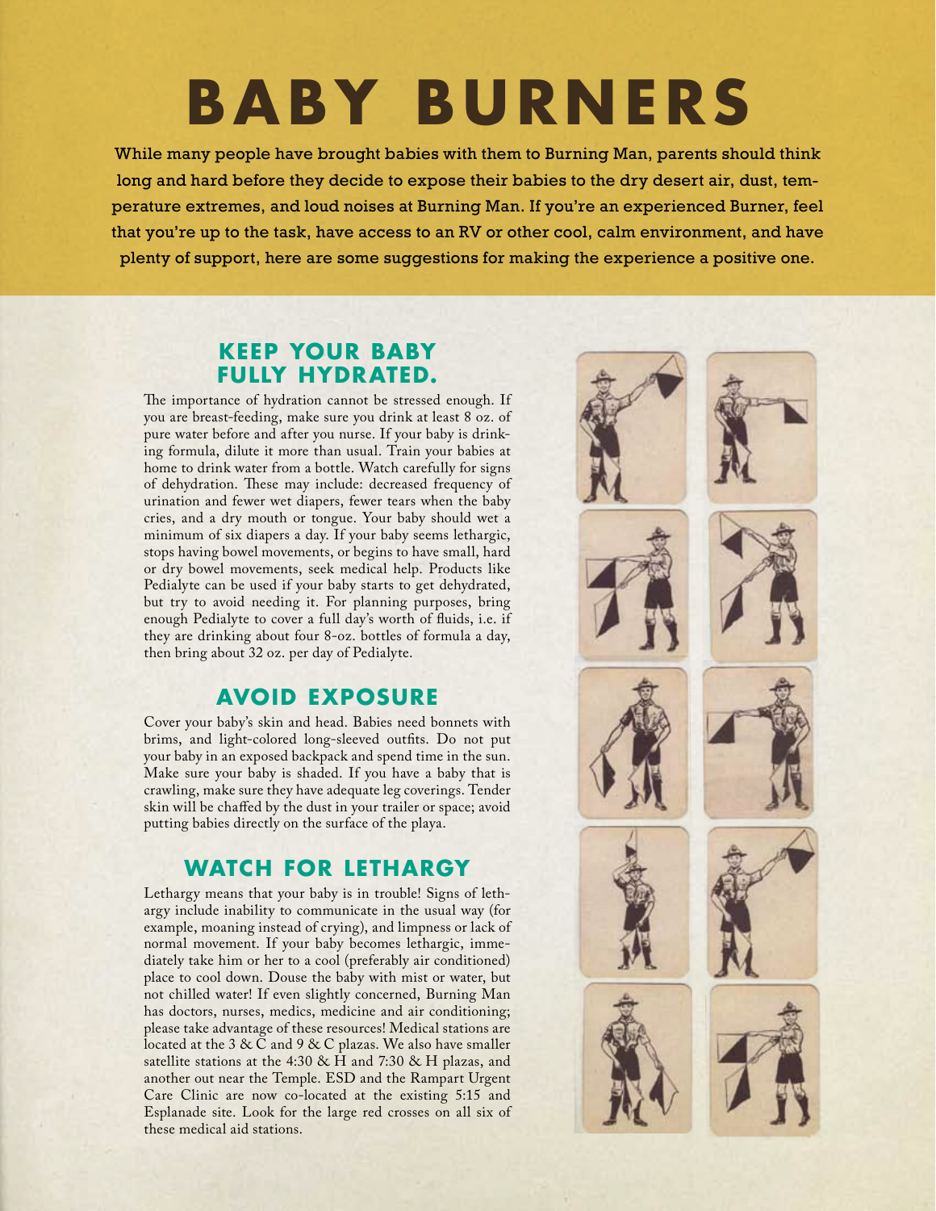# BABY BURNERS

**While many people have brought babies with them to Burning Man, parents should think long and hard before they decide to expose their babies to the dry desert air, dust, temperature extremes, and loud noises at Burning Man. If you're an experienced Burner, feel that you're up to the task, have access to an RV or other cool, calm environment, and have plenty of support, here are some suggestions for making the experience a positive one.**

## KEEP YOUR BABY FULLY HYDRATED.

The importance of hydration cannot be stressed enough. If you are breast-feeding, make sure you drink at least 8 oz. of pure water before and after you nurse. If your baby is drinking formula, dilute it more than usual. Train your babies at home to drink water from a bottle. Watch carefully for signs of dehydration. These may include: decreased frequency of urination and fewer wet diapers, fewer tears when the baby cries, and a dry mouth or tongue. Your baby should wet a minimum of six diapers a day. If your baby seems lethargic, stops having bowel movements, or begins to have small, hard or dry bowel movements, seek medical help. Products like Pedialyte can be used if your baby starts to get dehydrated, but try to avoid needing it. For planning purposes, bring enough Pedialyte to cover a full day's worth of fluids, i.e. if they are drinking about four 8-oz. bottles of formula a day, then bring about 32 oz. per day of Pedialyte.

## AVOID EXPOSURE

Cover your baby's skin and head. Babies need bonnets with brims, and light-colored long-sleeved outfits. Do not put your baby in an exposed backpack and spend time in the sun. Make sure your baby is shaded. If you have a baby that is crawling, make sure they have adequate leg coverings. Tender skin will be chaffed by the dust in your trailer or space; avoid putting babies directly on the surface of the playa.

## WATCH FOR LETHARGY

Lethargy means that your baby is in trouble! Signs of lethargy include inability to communicate in the usual way (for example, moaning instead of crying), and limpness or lack of normal movement. If your baby becomes lethargic, immediately take him or her to a cool (preferably air conditioned) place to cool down. Douse the baby with mist or water, but not chilled water! If even slightly concerned, Burning Man has doctors, nurses, medics, medicine and air conditioning; please take advantage of these resources! Medical stations are located at the 3 & C and 9 & C plazas. We also have smaller satellite stations at the 4:30 & H and 7:30 & H plazas, and another out near the Temple. ESD and the Rampart Urgent Care Clinic are now co-located at the existing 5:15 and Esplanade site. Look for the large red crosses on all six of these medical aid stations.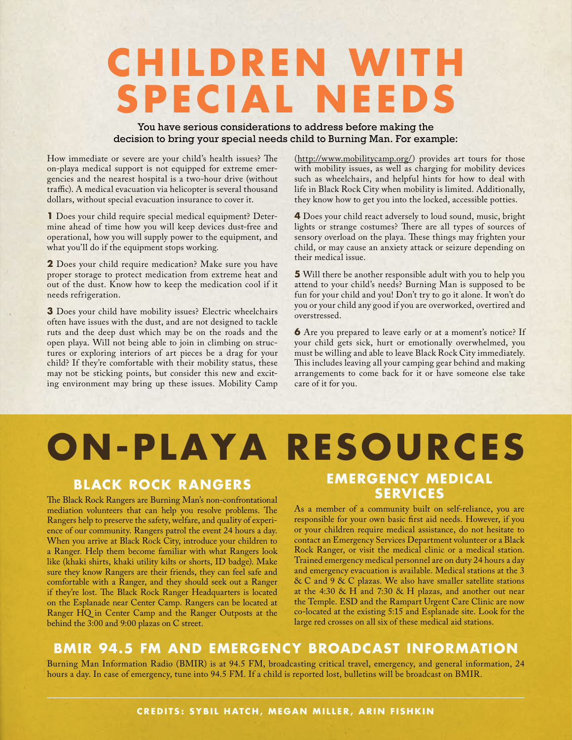# CHILDREN WITH SPECIAL NEEDS

**You have serious considerations to address before making the decision to bring your special needs child to Burning Man. For example:**

How immediate or severe are your child's health issues? The on-playa medical support is not equipped for extreme emergencies and the nearest hospital is a two-hour drive (without traffic). A medical evacuation via helicopter is several thousand dollars, without special evacuation insurance to cover it.

**1** Does your child require special medical equipment? Determine ahead of time how you will keep devices dust-free and operational, how you will supply power to the equipment, and what you'll do if the equipment stops working.

**2** Does your child require medication? Make sure you have proper storage to protect medication from extreme heat and out of the dust. Know how to keep the medication cool if it needs refrigeration.

**3** Does your child have mobility issues? Electric wheelchairs often have issues with the dust, and are not designed to tackle ruts and the deep dust which may be on the roads and the open playa. Will not being able to join in climbing on structures or exploring interiors of art pieces be a drag for your child? If they're comfortable with their mobility status, these may not be sticking points, but consider this new and exciting environment may bring up these issues. Mobility Camp (http://www.mobilitycamp.org/) provides art tours for those with mobility issues, as well as charging for mobility devices such as wheelchairs, and helpful hints for how to deal with life in Black Rock City when mobility is limited. Additionally, they know how to get you into the locked, accessible potties.

**4** Does your child react adversely to loud sound, music, bright lights or strange costumes? There are all types of sources of sensory overload on the playa. These things may frighten your child, or may cause an anxiety attack or seizure depending on their medical issue.

**5** Will there be another responsible adult with you to help you attend to your child's needs? Burning Man is supposed to be fun for your child and you! Don't try to go it alone. It won't do you or your child any good if you are overworked, overtired and overstressed.

**6** Are you prepared to leave early or at a moment's notice? If your child gets sick, hurt or emotionally overwhelmed, you must be willing and able to leave Black Rock City immediately. This includes leaving all your camping gear behind and making arrangements to come back for it or have someone else take care of it for you.

# ON-PLAYA RESOURCES

## BLACK ROCK RANGERS

The Black Rock Rangers are Burning Man's non-confrontational mediation volunteers that can help you resolve problems. The Rangers help to preserve the safety, welfare, and quality of experience of our community. Rangers patrol the event 24 hours a day. When you arrive at Black Rock City, introduce your children to a Ranger. Help them become familiar with what Rangers look like (khaki shirts, khaki utility kilts or shorts, ID badge). Make sure they know Rangers are their friends, they can feel safe and comfortable with a Ranger, and they should seek out a Ranger if they're lost. The Black Rock Ranger Headquarters is located on the Esplanade near Center Camp. Rangers can be located at Ranger HQ in Center Camp and the Ranger Outposts at the behind the 3:00 and 9:00 plazas on C street.

## EMERGENCY MEDICAL SERVICES

As a member of a community built on self-reliance, you are responsible for your own basic first aid needs. However, if you or your children require medical assistance, do not hesitate to contact an Emergency Services Department volunteer or a Black Rock Ranger, or visit the medical clinic or a medical station. Trained emergency medical personnel are on duty 24 hours a day and emergency evacuation is available. Medical stations at the 3 & C and 9 & C plazas. We also have smaller satellite stations at the 4:30 & H and 7:30 & H plazas, and another out near the Temple. ESD and the Rampart Urgent Care Clinic are now co-located at the existing 5:15 and Esplanade site. Look for the large red crosses on all six of these medical aid stations.

## BMIR 94.5 FM AND EMERGENCY BROADCAST INFORMATION

Burning Man Information Radio (BMIR) is at 94.5 FM, broadcasting critical travel, emergency, and general information, 24 hours a day. In case of emergency, tune into 94.5 FM. If a child is reported lost, bulletins will be broadcast on BMIR.

**CREDITS: SYBIL HATCH, MEGAN MILLER, ARIN FISHKIN**